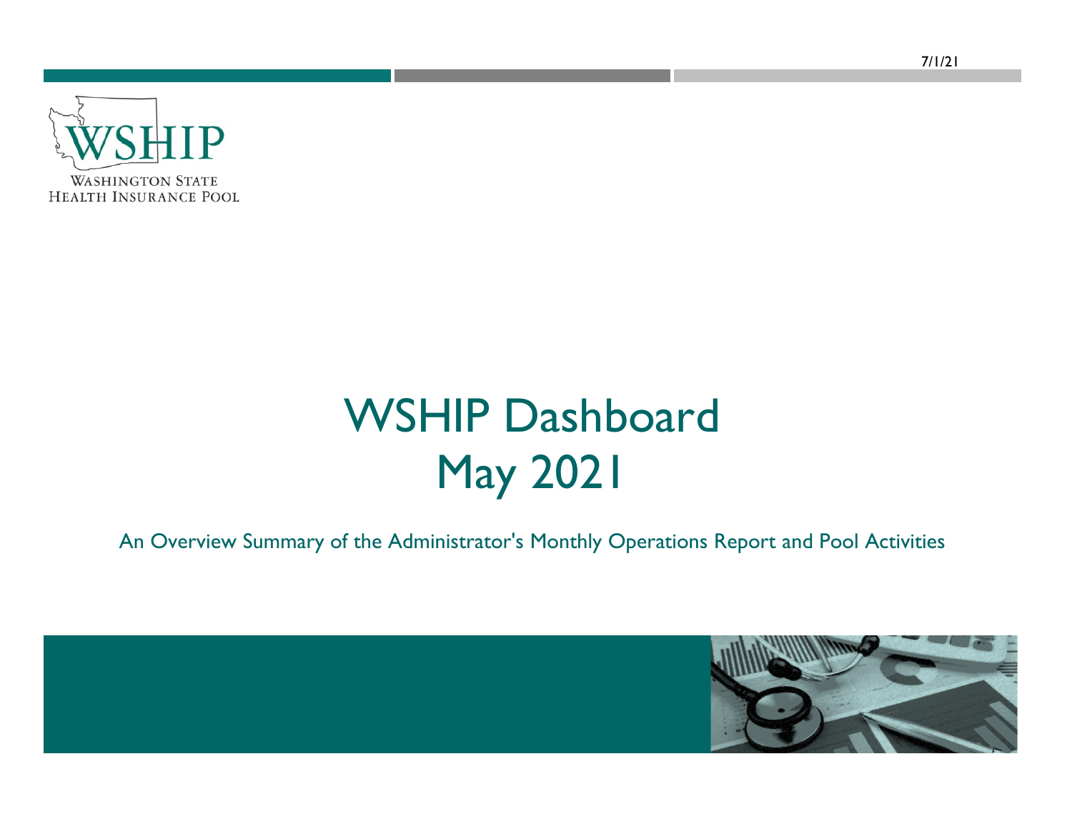7/1/21

WSHIP

WASHINGTON STATE
HEALTH INSURANCE POOL

# WSHIP Dashboard May 2021

An Overview Summary of the Administrator's Monthly Operations Report and Pool Activities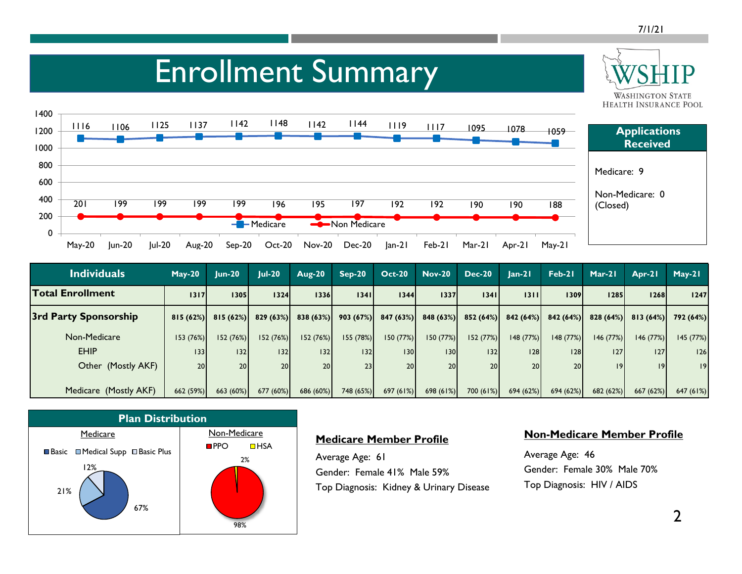# Enrollment Summary

7/1/21

WSHIP — Washington State Health Insurance Pool

| | May-20 | Jun-20 | Jul-20 | Aug-20 | Sep-20 | Oct-20 | Nov-20 | Dec-20 | Jan-21 | Feb-21 | Mar-21 | Apr-21 | May-21 |
|---|---|---|---|---|---|---|---|---|---|---|---|---|---|
| Medicare | 1116 | 1106 | 1125 | 1137 | 1142 | 1148 | 1142 | 1144 | 1119 | 1117 | 1095 | 1078 | 1059 |
| Non Medicare | 201 | 199 | 199 | 199 | 199 | 196 | 195 | 197 | 192 | 192 | 190 | 190 | 188 |

## Applications Received

Medicare: 9

Non-Medicare: 0 (Closed)

| Individuals | May-20 | Jun-20 | Jul-20 | Aug-20 | Sep-20 | Oct-20 | Nov-20 | Dec-20 | Jan-21 | Feb-21 | Mar-21 | Apr-21 | May-21 |
|---|---|---|---|---|---|---|---|---|---|---|---|---|---|
| **Total Enrollment** | 1317 | 1305 | 1324 | 1336 | 1341 | 1344 | 1337 | 1341 | 1311 | 1309 | 1285 | 1268 | 1247 |
| **3rd Party Sponsorship** | 815 (62%) | 815 (62%) | 829 (63%) | 838 (63%) | 903 (67%) | 847 (63%) | 848 (63%) | 852 (64%) | 842 (64%) | 842 (64%) | 828 (64%) | 813 (64%) | 792 (64%) |
| Non-Medicare | 153 (76%) | 152 (76%) | 152 (76%) | 152 (76%) | 155 (78%) | 150 (77%) | 150 (77%) | 152 (77%) | 148 (77%) | 148 (77%) | 146 (77%) | 146 (77%) | 145 (77%) |
| EHIP | 133 | 132 | 132 | 132 | 132 | 130 | 130 | 132 | 128 | 128 | 127 | 127 | 126 |
| Other (Mostly AKF) | 20 | 20 | 20 | 20 | 23 | 20 | 20 | 20 | 20 | 20 | 19 | 19 | 19 |
| Medicare (Mostly AKF) | 662 (59%) | 663 (60%) | 677 (60%) | 686 (60%) | 748 (65%) | 697 (61%) | 698 (61%) | 700 (61%) | 694 (62%) | 694 (62%) | 682 (62%) | 667 (62%) | 647 (61%) |

## Plan Distribution

| Medicare | | Non-Medicare | |
|---|---|---|---|
| Basic | 67% | PPO | 98% |
| Medical Supp | 21% | HSA | 2% |
| Basic Plus | 12% | | |

**Medicare Member Profile**

Average Age: 61

Gender: Female 41% Male 59%

Top Diagnosis: Kidney & Urinary Disease

**Non-Medicare Member Profile**

Average Age: 46

Gender: Female 30% Male 70%

Top Diagnosis: HIV / AIDS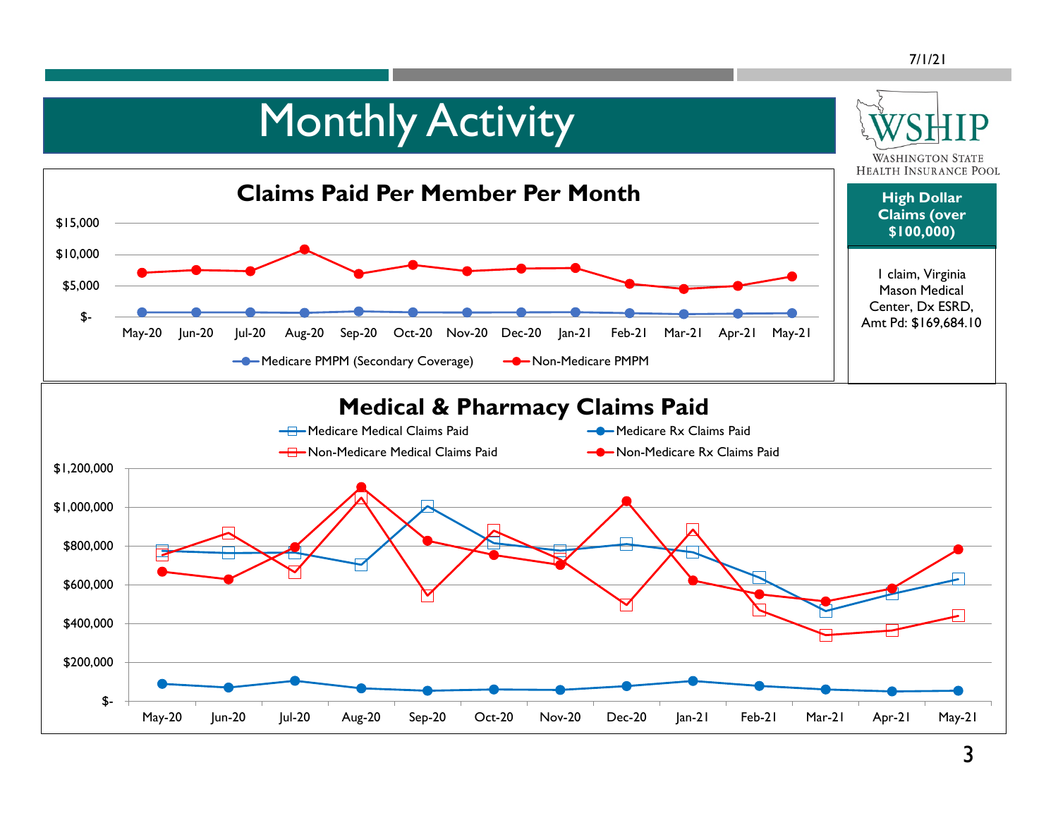# Monthly Activity

## Claims Paid Per Member Per Month

$15,000
$10,000
$5,000
$-

May-20 Jun-20 Jul-20 Aug-20 Sep-20 Oct-20 Nov-20 Dec-20 Jan-21 Feb-21 Mar-21 Apr-21 May-21

Medicare PMPM (Secondary Coverage) — Non-Medicare PMPM

## High Dollar Claims (over $100,000)

1 claim, Virginia Mason Medical Center, Dx ESRD, Amt Pd: $169,684.10

## Medical & Pharmacy Claims Paid

Medicare Medical Claims Paid — Medicare Rx Claims Paid — Non-Medicare Medical Claims Paid — Non-Medicare Rx Claims Paid

$1,200,000
$1,000,000
$800,000
$600,000
$400,000
$200,000
$-

May-20 Jun-20 Jul-20 Aug-20 Sep-20 Oct-20 Nov-20 Dec-20 Jan-21 Feb-21 Mar-21 Apr-21 May-21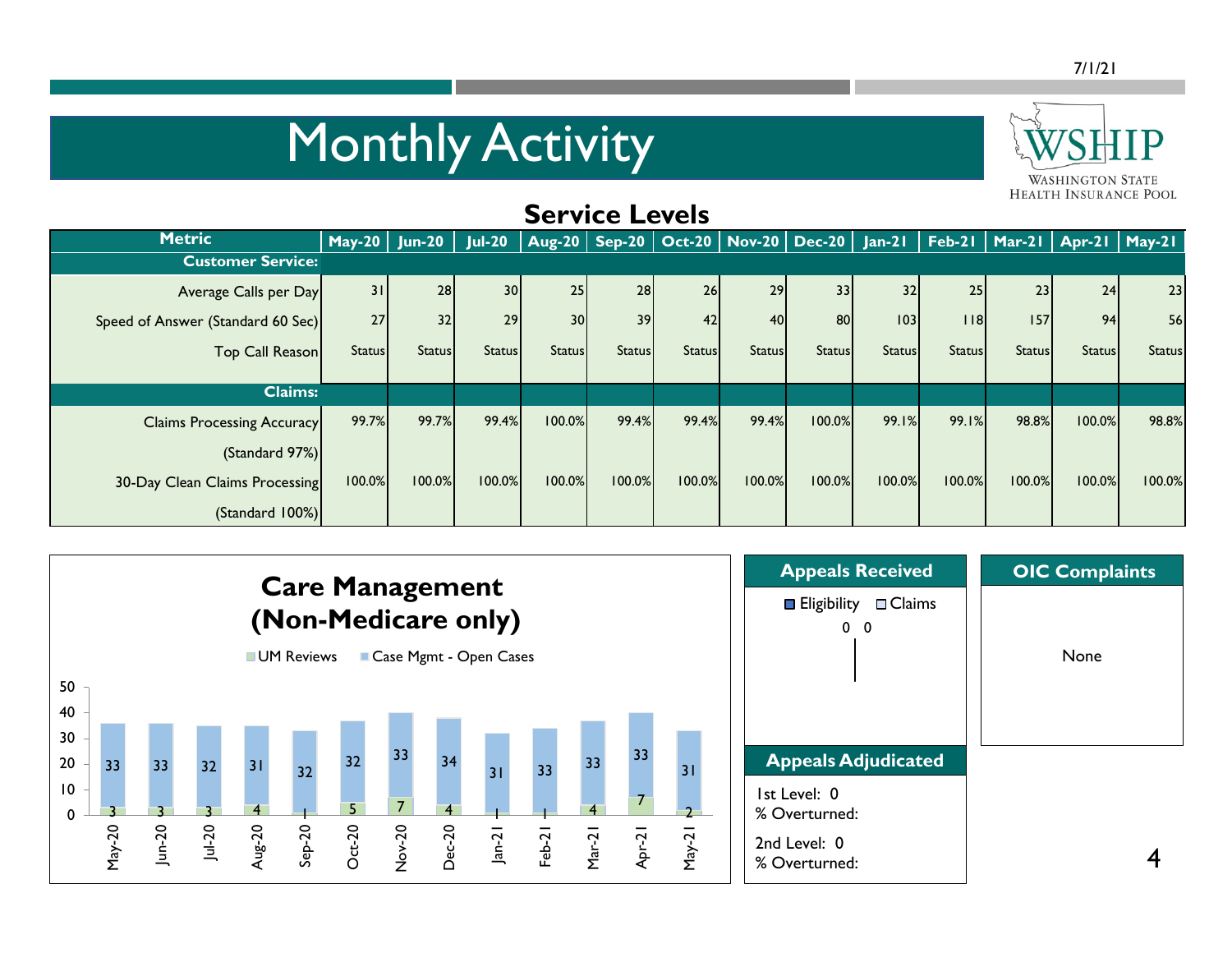# Monthly Activity

WSHIP
WASHINGTON STATE HEALTH INSURANCE POOL

## Service Levels

| Metric | May-20 | Jun-20 | Jul-20 | Aug-20 | Sep-20 | Oct-20 | Nov-20 | Dec-20 | Jan-21 | Feb-21 | Mar-21 | Apr-21 | May-21 |
|---|---|---|---|---|---|---|---|---|---|---|---|---|---|
| **Customer Service:** | | | | | | | | | | | | | |
| Average Calls per Day | 31 | 28 | 30 | 25 | 28 | 26 | 29 | 33 | 32 | 25 | 23 | 24 | 23 |
| Speed of Answer (Standard 60 Sec) | 27 | 32 | 29 | 30 | 39 | 42 | 40 | 80 | 103 | 118 | 157 | 94 | 56 |
| Top Call Reason | Status | Status | Status | Status | Status | Status | Status | Status | Status | Status | Status | Status | Status |
| **Claims:** | | | | | | | | | | | | | |
| Claims Processing Accuracy (Standard 97%) | 99.7% | 99.7% | 99.4% | 100.0% | 99.4% | 99.4% | 99.4% | 100.0% | 99.1% | 99.1% | 98.8% | 100.0% | 98.8% |
| 30-Day Clean Claims Processing (Standard 100%) | 100.0% | 100.0% | 100.0% | 100.0% | 100.0% | 100.0% | 100.0% | 100.0% | 100.0% | 100.0% | 100.0% | 100.0% | 100.0% |

## Care Management (Non-Medicare only)

| Month | UM Reviews | Case Mgmt - Open Cases |
|---|---|---|
| May-20 | 3 | 33 |
| Jun-20 | 3 | 33 |
| Jul-20 | 3 | 32 |
| Aug-20 | 4 | 31 |
| Sep-20 | 1 | 32 |
| Oct-20 | 5 | 32 |
| Nov-20 | 7 | 33 |
| Dec-20 | 4 | 34 |
| Jan-21 | 1 | 31 |
| Feb-21 | 1 | 33 |
| Mar-21 | 4 | 33 |
| Apr-21 | 7 | 33 |
| May-21 | 2 | 31 |

## Appeals Received

Eligibility: 0
Claims: 0

## Appeals Adjudicated

1st Level: 0
% Overturned:

2nd Level: 0
% Overturned:

## OIC Complaints

None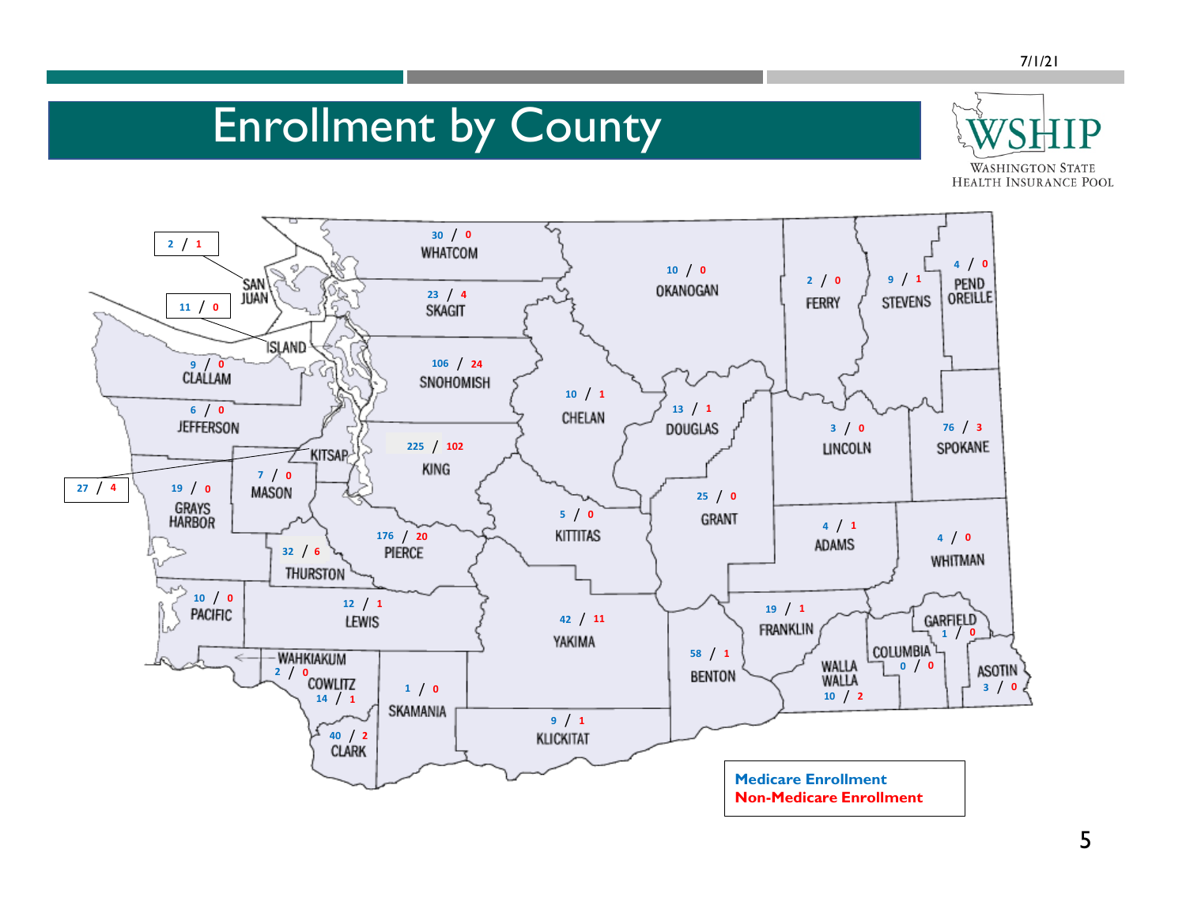# Enrollment by County

WSHIP
WASHINGTON STATE
HEALTH INSURANCE POOL

2 / 1
SAN JUAN

11 / 0
ISLAND

30 / 0
WHATCOM

23 / 4
SKAGIT

10 / 0
OKANOGAN

2 / 0
FERRY

9 / 1
STEVENS

4 / 0
PEND OREILLE

9 / 0
CLALLAM

6 / 0
JEFFERSON

106 / 24
SNOHOMISH

10 / 1
CHELAN

13 / 1
DOUGLAS

3 / 0
LINCOLN

76 / 3
SPOKANE

27 / 4
KITSAP

225 / 102
KING

7 / 0
MASON

19 / 0
GRAYS HARBOR

5 / 0
KITTITAS

25 / 0
GRANT

4 / 1
ADAMS

4 / 0
WHITMAN

32 / 6
THURSTON

176 / 20
PIERCE

10 / 0
PACIFIC

12 / 1
LEWIS

42 / 11
YAKIMA

58 / 1
BENTON

19 / 1
FRANKLIN

GARFIELD
1 / 0

COLUMBIA
0 / 0

WALLA WALLA
10 / 2

ASOTIN
3 / 0

WAHKIAKUM
2 / 0

COWLITZ
14 / 1

1 / 0
SKAMANIA

40 / 2
CLARK

9 / 1
KLICKITAT

Medicare Enrollment
Non-Medicare Enrollment